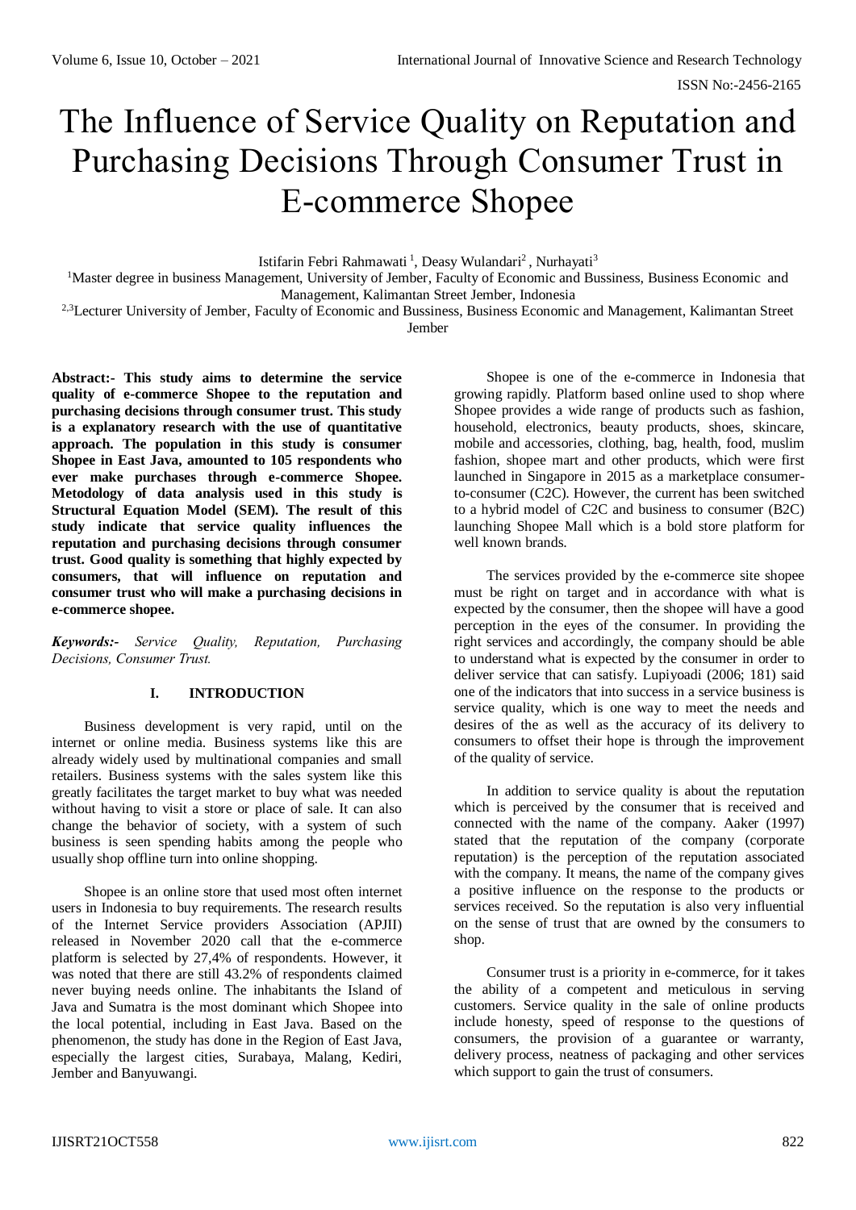# The Influence of Service Quality on Reputation and Purchasing Decisions Through Consumer Trust in E-commerce Shopee

Istifarin Febri Rahmawati [1], Deasy Wulandari[2], Nurhayati[3]

[1]Master degree in business Management, University of Jember, Faculty of Economic and Bussiness, Business Economic and Management, Kalimantan Street Jember, Indonesia

[2,3]Lecturer University of Jember, Faculty of Economic and Bussiness, Business Economic and Management, Kalimantan Street Jember

**Abstract:- This study aims to determine the service quality of e-commerce Shopee to the reputation and purchasing decisions through consumer trust. This study is a explanatory research with the use of quantitative approach. The population in this study is consumer Shopee in East Java, amounted to 105 respondents who ever make purchases through e-commerce Shopee. Metodology of data analysis used in this study is Structural Equation Model (SEM). The result of this study indicate that service quality influences the reputation and purchasing decisions through consumer trust. Good quality is something that highly expected by consumers, that will influence on reputation and consumer trust who will make a purchasing decisions in e-commerce shopee.**

***Keywords:-*** *Service Quality, Reputation, Purchasing Decisions, Consumer Trust.*

## I. INTRODUCTION

Business development is very rapid, until on the internet or online media. Business systems like this are already widely used by multinational companies and small retailers. Business systems with the sales system like this greatly facilitates the target market to buy what was needed without having to visit a store or place of sale. It can also change the behavior of society, with a system of such business is seen spending habits among the people who usually shop offline turn into online shopping.

Shopee is an online store that used most often internet users in Indonesia to buy requirements. The research results of the Internet Service providers Association (APJII) released in November 2020 call that the e-commerce platform is selected by 27,4% of respondents. However, it was noted that there are still 43.2% of respondents claimed never buying needs online. The inhabitants the Island of Java and Sumatra is the most dominant which Shopee into the local potential, including in East Java. Based on the phenomenon, the study has done in the Region of East Java, especially the largest cities, Surabaya, Malang, Kediri, Jember and Banyuwangi.

Shopee is one of the e-commerce in Indonesia that growing rapidly. Platform based online used to shop where Shopee provides a wide range of products such as fashion, household, electronics, beauty products, shoes, skincare, mobile and accessories, clothing, bag, health, food, muslim fashion, shopee mart and other products, which were first launched in Singapore in 2015 as a marketplace consumer-to-consumer (C2C). However, the current has been switched to a hybrid model of C2C and business to consumer (B2C) launching Shopee Mall which is a bold store platform for well known brands.

The services provided by the e-commerce site shopee must be right on target and in accordance with what is expected by the consumer, then the shopee will have a good perception in the eyes of the consumer. In providing the right services and accordingly, the company should be able to understand what is expected by the consumer in order to deliver service that can satisfy. Lupiyoadi (2006; 181) said one of the indicators that into success in a service business is service quality, which is one way to meet the needs and desires of the as well as the accuracy of its delivery to consumers to offset their hope is through the improvement of the quality of service.

In addition to service quality is about the reputation which is perceived by the consumer that is received and connected with the name of the company. Aaker (1997) stated that the reputation of the company (corporate reputation) is the perception of the reputation associated with the company. It means, the name of the company gives a positive influence on the response to the products or services received. So the reputation is also very influential on the sense of trust that are owned by the consumers to shop.

Consumer trust is a priority in e-commerce, for it takes the ability of a competent and meticulous in serving customers. Service quality in the sale of online products include honesty, speed of response to the questions of consumers, the provision of a guarantee or warranty, delivery process, neatness of packaging and other services which support to gain the trust of consumers.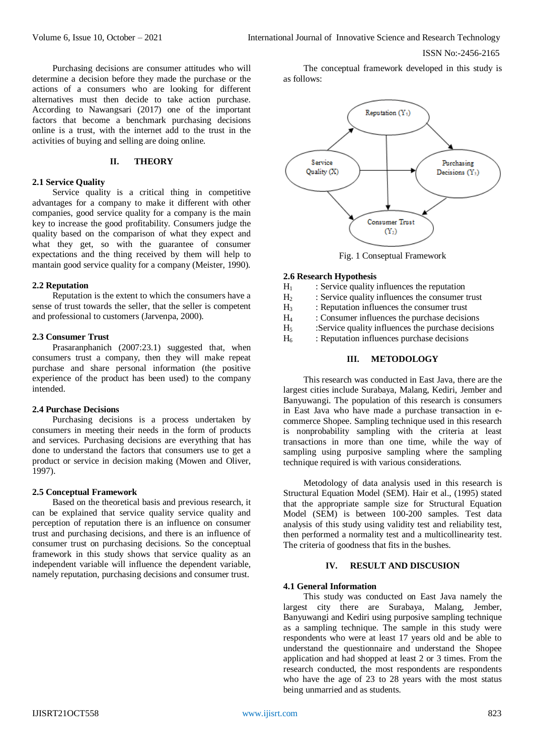Purchasing decisions are consumer attitudes who will determine a decision before they made the purchase or the actions of a consumers who are looking for different alternatives must then decide to take action purchase. According to Nawangsari (2017) one of the important factors that become a benchmark purchasing decisions online is a trust, with the internet add to the trust in the activities of buying and selling are doing online.

## II. THEORY

### 2.1 Service Quality

Service quality is a critical thing in competitive advantages for a company to make it different with other companies, good service quality for a company is the main key to increase the good profitability. Consumers judge the quality based on the comparison of what they expect and what they get, so with the guarantee of consumer expectations and the thing received by them will help to mantain good service quality for a company (Meister, 1990).

### 2.2 Reputation

Reputation is the extent to which the consumers have a sense of trust towards the seller, that the seller is competent and professional to customers (Jarvenpa, 2000).

### 2.3 Consumer Trust

Prasaranphanich (2007:23.1) suggested that, when consumers trust a company, then they will make repeat purchase and share personal information (the positive experience of the product has been used) to the company intended.

### 2.4 Purchase Decisions

Purchasing decisions is a process undertaken by consumers in meeting their needs in the form of products and services. Purchasing decisions are everything that has done to understand the factors that consumers use to get a product or service in decision making (Mowen and Oliver, 1997).

### 2.5 Conceptual Framework

Based on the theoretical basis and previous research, it can be explained that service quality service quality and perception of reputation there is an influence on consumer trust and purchasing decisions, and there is an influence of consumer trust on purchasing decisions. So the conceptual framework in this study shows that service quality as an independent variable will influence the dependent variable, namely reputation, purchasing decisions and consumer trust.

The conceptual framework developed in this study is as follows:

Fig. 1 Conseptual Framework

### 2.6 Research Hypothesis

$H_1$ : Service quality influences the reputation
$H_2$ : Service quality influences the consumer trust
$H_3$ : Reputation influences the consumer trust
$H_4$ : Consumer influences the purchase decisions
$H_5$ :Service quality influences the purchase decisions
$H_6$ : Reputation influences purchase decisions

## III. METODOLOGY

This research was conducted in East Java, there are the largest cities include Surabaya, Malang, Kediri, Jember and Banyuwangi. The population of this research is consumers in East Java who have made a purchase transaction in e-commerce Shopee. Sampling technique used in this research is nonprobability sampling with the criteria at least transactions in more than one time, while the way of sampling using purposive sampling where the sampling technique required is with various considerations.

Metodology of data analysis used in this research is Structural Equation Model (SEM). Hair et al., (1995) stated that the appropriate sample size for Structural Equation Model (SEM) is between 100-200 samples. Test data analysis of this study using validity test and reliability test, then performed a normality test and a multicollinearity test. The criteria of goodness that fits in the bushes.

## IV. RESULT AND DISCUSION

### 4.1 General Information

This study was conducted on East Java namely the largest city there are Surabaya, Malang, Jember, Banyuwangi and Kediri using purposive sampling technique as a sampling technique. The sample in this study were respondents who were at least 17 years old and be able to understand the questionnaire and understand the Shopee application and had shopped at least 2 or 3 times. From the research conducted, the most respondents are respondents who have the age of 23 to 28 years with the most status being unmarried and as students.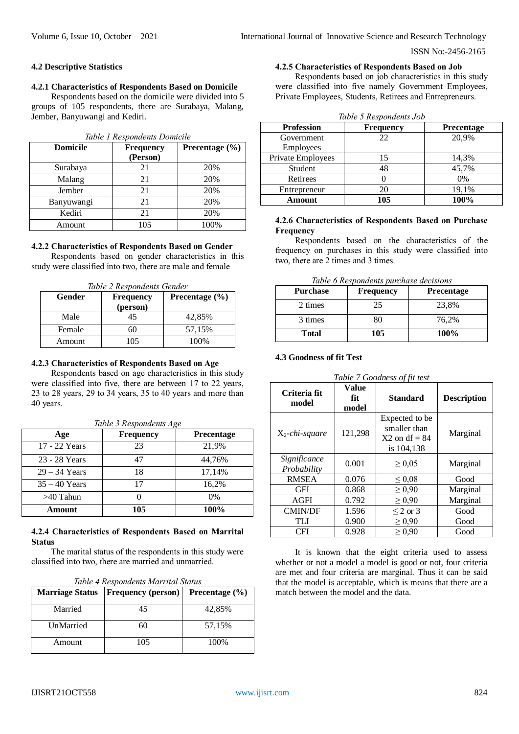### 4.2 Descriptive Statistics

#### 4.2.1 Characteristics of Respondents Based on Domicile

Respondents based on the domicile were divided into 5 groups of 105 respondents, there are Surabaya, Malang, Jember, Banyuwangi and Kediri.

*Table 1 Respondents Domicile*

| Domicile | Frequency (Person) | Precentage (%) |
|---|---|---|
| Surabaya | 21 | 20% |
| Malang | 21 | 20% |
| Jember | 21 | 20% |
| Banyuwangi | 21 | 20% |
| Kediri | 21 | 20% |
| Amount | 105 | 100% |

#### 4.2.2 Characteristics of Respondents Based on Gender

Respondents based on gender characteristics in this study were classified into two, there are male and female

*Table 2 Respondents Gender*

| Gender | Frequency (person) | Precentage (%) |
|---|---|---|
| Male | 45 | 42,85% |
| Female | 60 | 57,15% |
| Amount | 105 | 100% |

#### 4.2.3 Characteristics of Respondents Based on Age

Respondents based on age characteristics in this study were classified into five, there are between 17 to 22 years, 23 to 28 years, 29 to 34 years, 35 to 40 years and more than 40 years.

*Table 3 Respondents Age*

| Age | Frequency | Precentage |
|---|---|---|
| 17 - 22 Years | 23 | 21,9% |
| 23 - 28 Years | 47 | 44,76% |
| 29 – 34 Years | 18 | 17,14% |
| 35 – 40 Years | 17 | 16,2% |
| >40 Tahun | 0 | 0% |
| **Amount** | **105** | **100%** |

#### 4.2.4 Characteristics of Respondents Based on Marrital Status

The marital status of the respondents in this study were classified into two, there are married and unmarried.

*Table 4 Respondents Marrital Status*

| Marriage Status | Frequency (person) | Precentage (%) |
|---|---|---|
| Married | 45 | 42,85% |
| UnMarried | 60 | 57,15% |
| Amount | 105 | 100% |

#### 4.2.5 Characteristics of Respondents Based on Job

Respondents based on job characteristics in this study were classified into five namely Government Employees, Private Employees, Students, Retirees and Entrepreneurs.

*Table 5 Respondents Job*

| Profession | Frequency | Precentage |
|---|---|---|
| Government Employees | 22 | 20,9% |
| Private Employees | 15 | 14,3% |
| Student | 48 | 45,7% |
| Retirees | 0 | 0% |
| Entrepreneur | 20 | 19,1% |
| **Amount** | **105** | **100%** |

#### 4.2.6 Characteristics of Respondents Based on Purchase Frequency

Respondents based on the characteristics of the frequency on purchases in this study were classified into two, there are 2 times and 3 times.

*Table 6 Respondents purchase decisions*

| Purchase | Frequency | Precentage |
|---|---|---|
| 2 times | 25 | 23,8% |
| 3 times | 80 | 76,2% |
| **Total** | **105** | **100%** |

### 4.3 Goodness of fit Test

*Table 7 Goodness of fit test*

| Criteria fit model | Value fit model | Standard | Description |
|---|---|---|---|
| $X_2$-*chi-square* | 121,298 | Expected to be smaller than X2 on df = 84 is 104,138 | Marginal |
| *Significance Probability* | 0.001 | ≥ 0,05 | Marginal |
| RMSEA | 0.076 | ≤ 0,08 | Good |
| GFI | 0.868 | ≥ 0,90 | Marginal |
| AGFI | 0.792 | ≥ 0,90 | Marginal |
| CMIN/DF | 1.596 | ≤ 2 or 3 | Good |
| TLI | 0.900 | ≥ 0,90 | Good |
| CFI | 0.928 | ≥ 0,90 | Good |

It is known that the eight criteria used to assess whether or not a model a model is good or not, four criteria are met and four criteria are marginal. Thus it can be said that the model is acceptable, which is means that there are a match between the model and the data.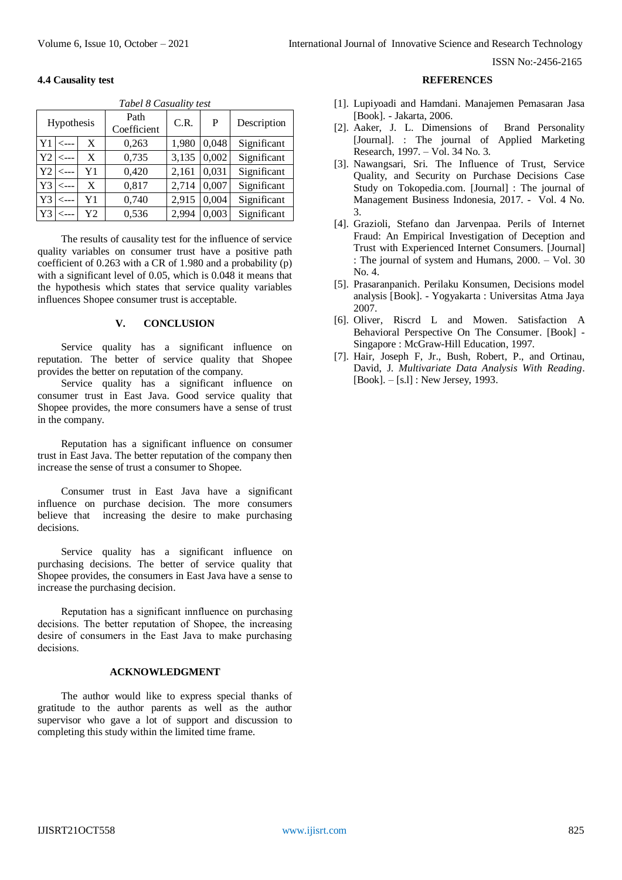### 4.4 Causality test

*Tabel 8 Casuality test*

| Hypothesis | | | Path Coefficient | C.R. | P | Description |
|---|---|---|---|---|---|---|
| Y1 | <--- | X | 0,263 | 1,980 | 0,048 | Significant |
| Y2 | <--- | X | 0,735 | 3,135 | 0,002 | Significant |
| Y2 | <--- | Y1 | 0,420 | 2,161 | 0,031 | Significant |
| Y3 | <--- | X | 0,817 | 2,714 | 0,007 | Significant |
| Y3 | <--- | Y1 | 0,740 | 2,915 | 0,004 | Significant |
| Y3 | <--- | Y2 | 0,536 | 2,994 | 0,003 | Significant |

The results of causality test for the influence of service quality variables on consumer trust have a positive path coefficient of 0.263 with a CR of 1.980 and a probability (p) with a significant level of 0.05, which is 0.048 it means that the hypothesis which states that service quality variables influences Shopee consumer trust is acceptable.

## V. CONCLUSION

Service quality has a significant influence on reputation. The better of service quality that Shopee provides the better on reputation of the company.

Service quality has a significant influence on consumer trust in East Java. Good service quality that Shopee provides, the more consumers have a sense of trust in the company.

Reputation has a significant influence on consumer trust in East Java. The better reputation of the company then increase the sense of trust a consumer to Shopee.

Consumer trust in East Java have a significant influence on purchase decision. The more consumers believe that increasing the desire to make purchasing decisions.

Service quality has a significant influence on purchasing decisions. The better of service quality that Shopee provides, the consumers in East Java have a sense to increase the purchasing decision.

Reputation has a significant innfluence on purchasing decisions. The better reputation of Shopee, the increasing desire of consumers in the East Java to make purchasing decisions.

## ACKNOWLEDGMENT

The author would like to express special thanks of gratitude to the author parents as well as the author supervisor who gave a lot of support and discussion to completing this study within the limited time frame.

## REFERENCES

[1]. Lupiyoadi and Hamdani. Manajemen Pemasaran Jasa [Book]. - Jakarta, 2006.

[2]. Aaker, J. L. Dimensions of Brand Personality [Journal]. : The journal of Applied Marketing Research, 1997. – Vol. 34 No. 3.

[3]. Nawangsari, Sri. The Influence of Trust, Service Quality, and Security on Purchase Decisions Case Study on Tokopedia.com. [Journal] : The journal of Management Business Indonesia, 2017. - Vol. 4 No. 3.

[4]. Grazioli, Stefano dan Jarvenpaa. Perils of Internet Fraud: An Empirical Investigation of Deception and Trust with Experienced Internet Consumers. [Journal] : The journal of system and Humans, 2000. – Vol. 30 No. 4.

[5]. Prasaranpanich. Perilaku Konsumen, Decisions model analysis [Book]. - Yogyakarta : Universitas Atma Jaya 2007.

[6]. Oliver, Riscrd L and Mowen. Satisfaction A Behavioral Perspective On The Consumer. [Book] - Singapore : McGraw-Hill Education, 1997.

[7]. Hair, Joseph F, Jr., Bush, Robert, P., and Ortinau, David, J. *Multivariate Data Analysis With Reading*. [Book]. – [s.l] : New Jersey, 1993.